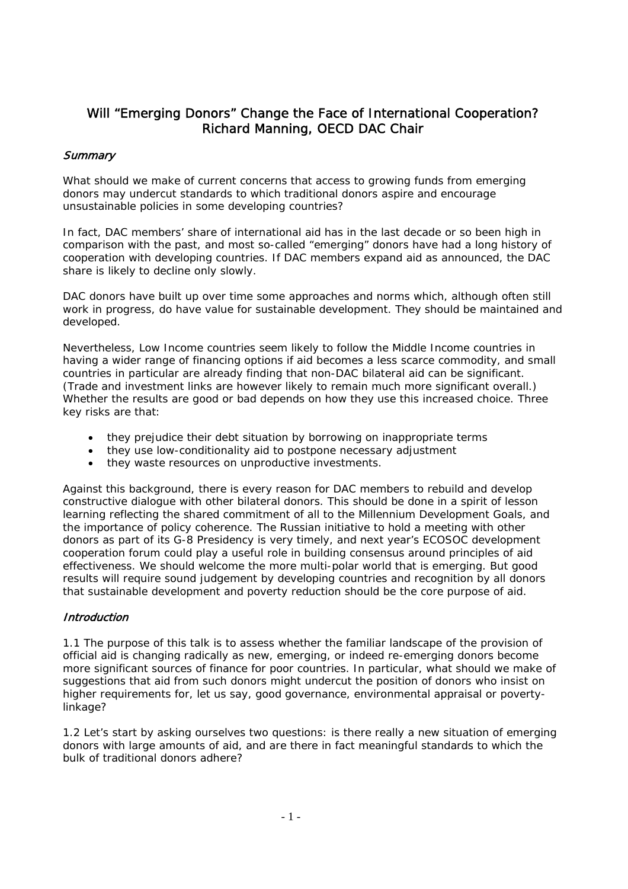# Will "Emerging Donors" Change the Face of International Cooperation?
## Richard Manning, OECD DAC Chair

### *Summary*

What should we make of current concerns that access to growing funds from emerging donors may undercut standards to which traditional donors aspire and encourage unsustainable policies in some developing countries?

In fact, DAC members' share of international aid has in the last decade or so been high in comparison with the past, and most so-called "emerging" donors have had a long history of cooperation with developing countries. If DAC members expand aid as announced, the DAC share is likely to decline only slowly.

DAC donors have built up over time some approaches and norms which, although often still work in progress, do have value for sustainable development. They should be maintained and developed.

Nevertheless, Low Income countries seem likely to follow the Middle Income countries in having a wider range of financing options if aid becomes a less scarce commodity, and small countries in particular are already finding that non-DAC bilateral aid can be significant. (Trade and investment links are however likely to remain much more significant overall.) Whether the results are good or bad depends on how they use this increased choice. Three key risks are that:

- they prejudice their debt situation by borrowing on inappropriate terms
- they use low-conditionality aid to postpone necessary adjustment
- they waste resources on unproductive investments.

Against this background, there is every reason for DAC members to rebuild and develop constructive dialogue with other bilateral donors. This should be done in a spirit of lesson learning reflecting the shared commitment of all to the Millennium Development Goals, and the importance of policy coherence. The Russian initiative to hold a meeting with other donors as part of its G-8 Presidency is very timely, and next year's ECOSOC development cooperation forum could play a useful role in building consensus around principles of aid effectiveness. We should welcome the more multi-polar world that is emerging. But good results will require sound judgement by developing countries and recognition by all donors that sustainable development and poverty reduction should be the core purpose of aid.

### *Introduction*

1.1 The purpose of this talk is to assess whether the familiar landscape of the provision of official aid is changing radically as new, emerging, or indeed re-emerging donors become more significant sources of finance for poor countries. In particular, what should we make of suggestions that aid from such donors might undercut the position of donors who insist on higher requirements for, let us say, good governance, environmental appraisal or poverty-linkage?

1.2 Let's start by asking ourselves two questions: is there really a new situation of emerging donors with large amounts of aid, and are there in fact meaningful standards to which the bulk of traditional donors adhere?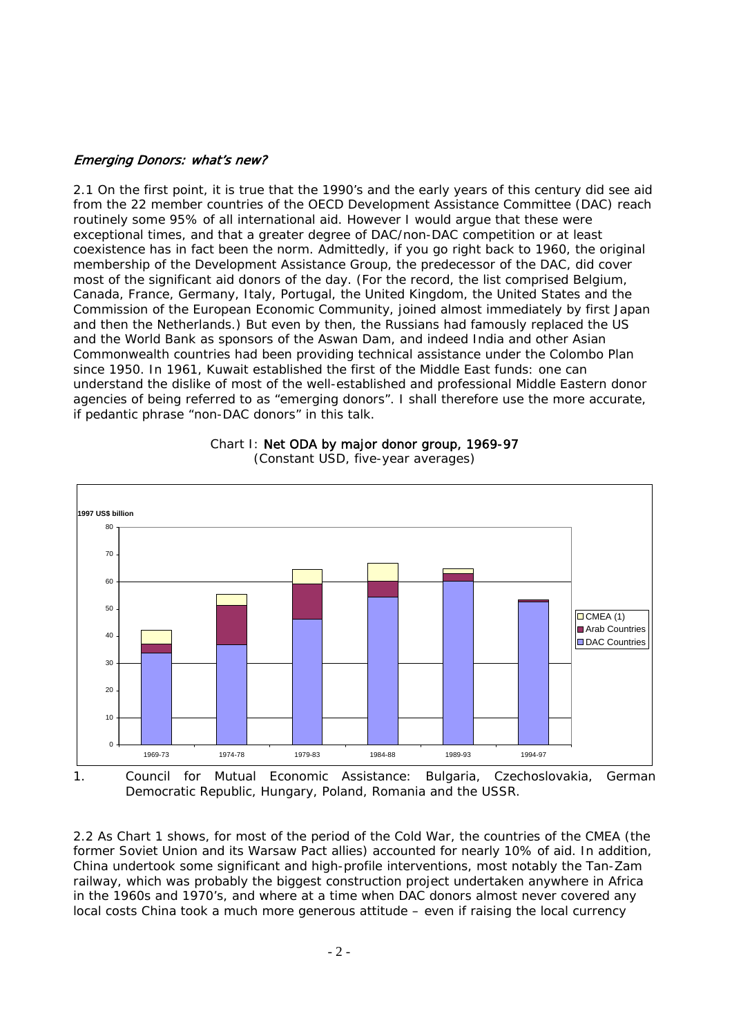### *Emerging Donors: what's new?*

2.1 On the first point, it is true that the 1990's and the early years of this century did see aid from the 22 member countries of the OECD Development Assistance Committee (DAC) reach routinely some 95% of all international aid. However I would argue that these were exceptional times, and that a greater degree of DAC/non-DAC competition or at least coexistence has in fact been the norm. Admittedly, if you go right back to 1960, the original membership of the Development Assistance Group, the predecessor of the DAC, did cover most of the significant aid donors of the day. (For the record, the list comprised Belgium, Canada, France, Germany, Italy, Portugal, the United Kingdom, the United States and the Commission of the European Economic Community, joined almost immediately by first Japan and then the Netherlands.) But even by then, the Russians had famously replaced the US and the World Bank as sponsors of the Aswan Dam, and indeed India and other Asian Commonwealth countries had been providing technical assistance under the Colombo Plan since 1950. In 1961, Kuwait established the first of the Middle East funds: one can understand the dislike of most of the well-established and professional Middle Eastern donor agencies of being referred to as "emerging donors". I shall therefore use the more accurate, if pedantic phrase "non-DAC donors" in this talk.

Chart I: **Net ODA by major donor group, 1969-97**
(Constant USD, five-year averages)

1. Council for Mutual Economic Assistance: Bulgaria, Czechoslovakia, German Democratic Republic, Hungary, Poland, Romania and the USSR.

2.2 As Chart 1 shows, for most of the period of the Cold War, the countries of the CMEA (the former Soviet Union and its Warsaw Pact allies) accounted for nearly 10% of aid. In addition, China undertook some significant and high-profile interventions, most notably the Tan-Zam railway, which was probably the biggest construction project undertaken anywhere in Africa in the 1960s and 1970's, and where at a time when DAC donors almost never covered any local costs China took a much more generous attitude – even if raising the local currency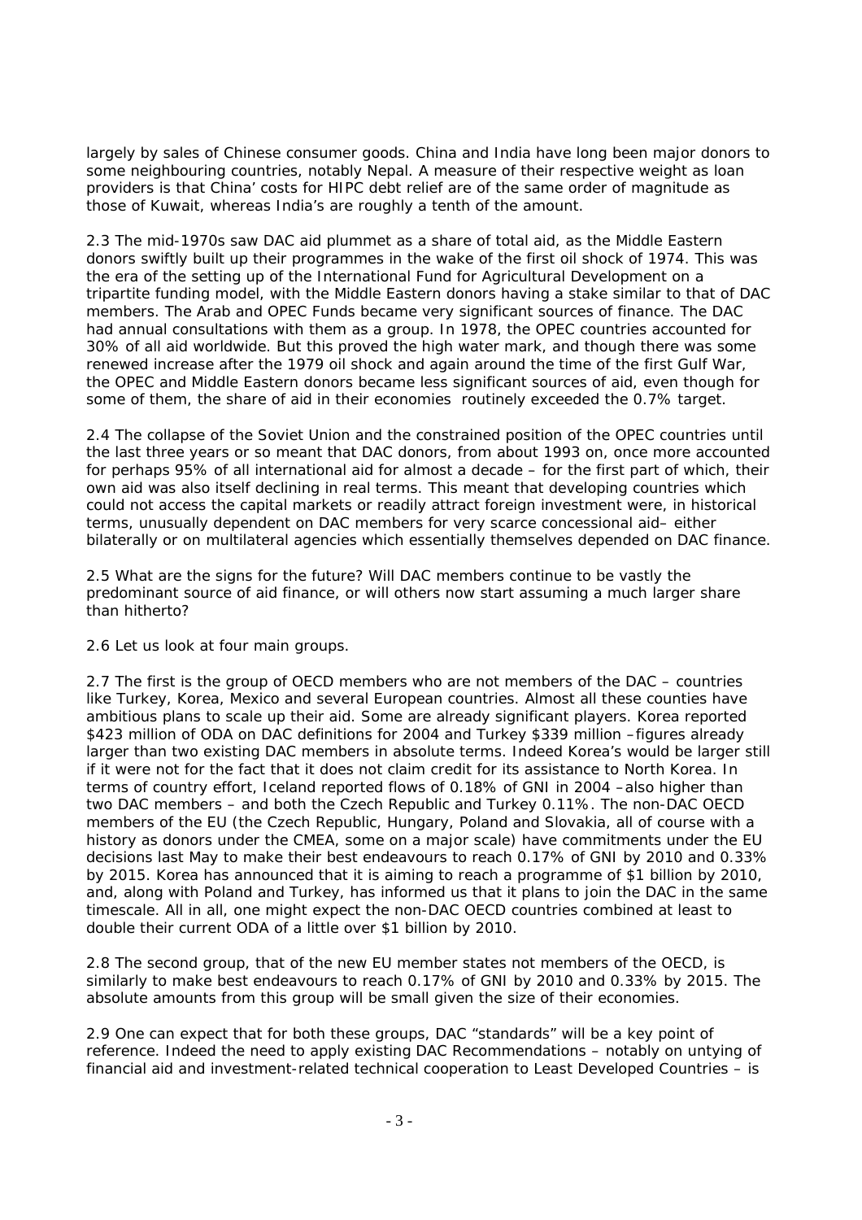largely by sales of Chinese consumer goods. China and India have long been major donors to some neighbouring countries, notably Nepal. A measure of their respective weight as loan providers is that China' costs for HIPC debt relief are of the same order of magnitude as those of Kuwait, whereas India's are roughly a tenth of the amount.

2.3 The mid-1970s saw DAC aid plummet as a share of total aid, as the Middle Eastern donors swiftly built up their programmes in the wake of the first oil shock of 1974. This was the era of the setting up of the International Fund for Agricultural Development on a tripartite funding model, with the Middle Eastern donors having a stake similar to that of DAC members. The Arab and OPEC Funds became very significant sources of finance. The DAC had annual consultations with them as a group. In 1978, the OPEC countries accounted for 30% of all aid worldwide. But this proved the high water mark, and though there was some renewed increase after the 1979 oil shock and again around the time of the first Gulf War, the OPEC and Middle Eastern donors became less significant sources of aid, even though for some of them, the share of aid in their economies routinely exceeded the 0.7% target.

2.4 The collapse of the Soviet Union and the constrained position of the OPEC countries until the last three years or so meant that DAC donors, from about 1993 on, once more accounted for perhaps 95% of all international aid for almost a decade – for the first part of which, their own aid was also itself declining in real terms. This meant that developing countries which could not access the capital markets or readily attract foreign investment were, in historical terms, unusually dependent on DAC members for very scarce concessional aid– either bilaterally or on multilateral agencies which essentially themselves depended on DAC finance.

2.5 What are the signs for the future? Will DAC members continue to be vastly the predominant source of aid finance, or will others now start assuming a much larger share than hitherto?

2.6 Let us look at four main groups.

2.7 The first is the group of OECD members who are not members of the DAC – countries like Turkey, Korea, Mexico and several European countries. Almost all these counties have ambitious plans to scale up their aid. Some are already significant players. Korea reported \$423 million of ODA on DAC definitions for 2004 and Turkey \$339 million –figures already larger than two existing DAC members in absolute terms. Indeed Korea's would be larger still if it were not for the fact that it does not claim credit for its assistance to North Korea. In terms of country effort, Iceland reported flows of 0.18% of GNI in 2004 –also higher than two DAC members – and both the Czech Republic and Turkey 0.11%. The non-DAC OECD members of the EU (the Czech Republic, Hungary, Poland and Slovakia, all of course with a history as donors under the CMEA, some on a major scale) have commitments under the EU decisions last May to make their best endeavours to reach 0.17% of GNI by 2010 and 0.33% by 2015. Korea has announced that it is aiming to reach a programme of \$1 billion by 2010, and, along with Poland and Turkey, has informed us that it plans to join the DAC in the same timescale. All in all, one might expect the non-DAC OECD countries combined at least to double their current ODA of a little over \$1 billion by 2010.

2.8 The second group, that of the new EU member states not members of the OECD, is similarly to make best endeavours to reach 0.17% of GNI by 2010 and 0.33% by 2015. The absolute amounts from this group will be small given the size of their economies.

2.9 One can expect that for both these groups, DAC "standards" will be a key point of reference. Indeed the need to apply existing DAC Recommendations – notably on untying of financial aid and investment-related technical cooperation to Least Developed Countries – is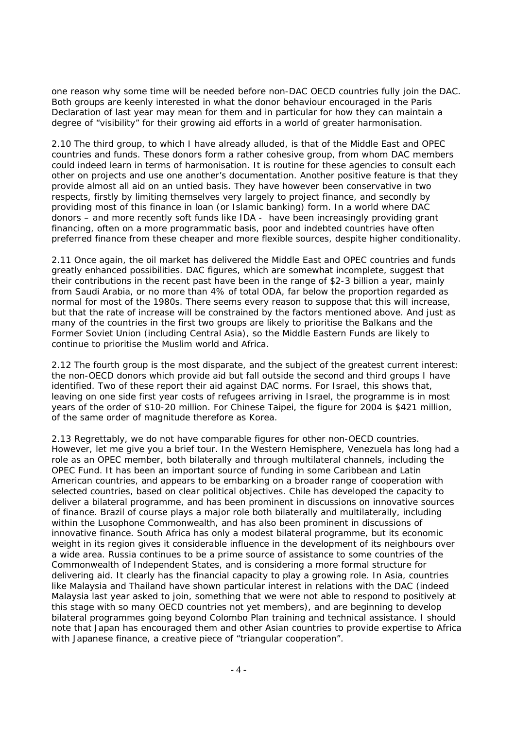one reason why some time will be needed before non-DAC OECD countries fully join the DAC. Both groups are keenly interested in what the donor behaviour encouraged in the Paris Declaration of last year may mean for them and in particular for how they can maintain a degree of "visibility" for their growing aid efforts in a world of greater harmonisation.

2.10 The third group, to which I have already alluded, is that of the Middle East and OPEC countries and funds. These donors form a rather cohesive group, from whom DAC members could indeed learn in terms of harmonisation. It is routine for these agencies to consult each other on projects and use one another's documentation. Another positive feature is that they provide almost all aid on an untied basis. They have however been conservative in two respects, firstly by limiting themselves very largely to project finance, and secondly by providing most of this finance in loan (or Islamic banking) form. In a world where DAC donors – and more recently soft funds like IDA - have been increasingly providing grant financing, often on a more programmatic basis, poor and indebted countries have often preferred finance from these cheaper and more flexible sources, despite higher conditionality.

2.11 Once again, the oil market has delivered the Middle East and OPEC countries and funds greatly enhanced possibilities. DAC figures, which are somewhat incomplete, suggest that their contributions in the recent past have been in the range of $2-3 billion a year, mainly from Saudi Arabia, or no more than 4% of total ODA, far below the proportion regarded as normal for most of the 1980s. There seems every reason to suppose that this will increase, but that the rate of increase will be constrained by the factors mentioned above. And just as many of the countries in the first two groups are likely to prioritise the Balkans and the Former Soviet Union (including Central Asia), so the Middle Eastern Funds are likely to continue to prioritise the Muslim world and Africa.

2.12 The fourth group is the most disparate, and the subject of the greatest current interest: the non-OECD donors which provide aid but fall outside the second and third groups I have identified. Two of these report their aid against DAC norms. For Israel, this shows that, leaving on one side first year costs of refugees arriving in Israel, the programme is in most years of the order of $10-20 million. For Chinese Taipei, the figure for 2004 is $421 million, of the same order of magnitude therefore as Korea.

2.13 Regrettably, we do not have comparable figures for other non-OECD countries. However, let me give you a brief tour. In the Western Hemisphere, Venezuela has long had a role as an OPEC member, both bilaterally and through multilateral channels, including the OPEC Fund. It has been an important source of funding in some Caribbean and Latin American countries, and appears to be embarking on a broader range of cooperation with selected countries, based on clear political objectives. Chile has developed the capacity to deliver a bilateral programme, and has been prominent in discussions on innovative sources of finance. Brazil of course plays a major role both bilaterally and multilaterally, including within the Lusophone Commonwealth, and has also been prominent in discussions of innovative finance. South Africa has only a modest bilateral programme, but its economic weight in its region gives it considerable influence in the development of its neighbours over a wide area. Russia continues to be a prime source of assistance to some countries of the Commonwealth of Independent States, and is considering a more formal structure for delivering aid. It clearly has the financial capacity to play a growing role. In Asia, countries like Malaysia and Thailand have shown particular interest in relations with the DAC (indeed Malaysia last year asked to join, something that we were not able to respond to positively at this stage with so many OECD countries not yet members), and are beginning to develop bilateral programmes going beyond Colombo Plan training and technical assistance. I should note that Japan has encouraged them and other Asian countries to provide expertise to Africa with Japanese finance, a creative piece of "triangular cooperation".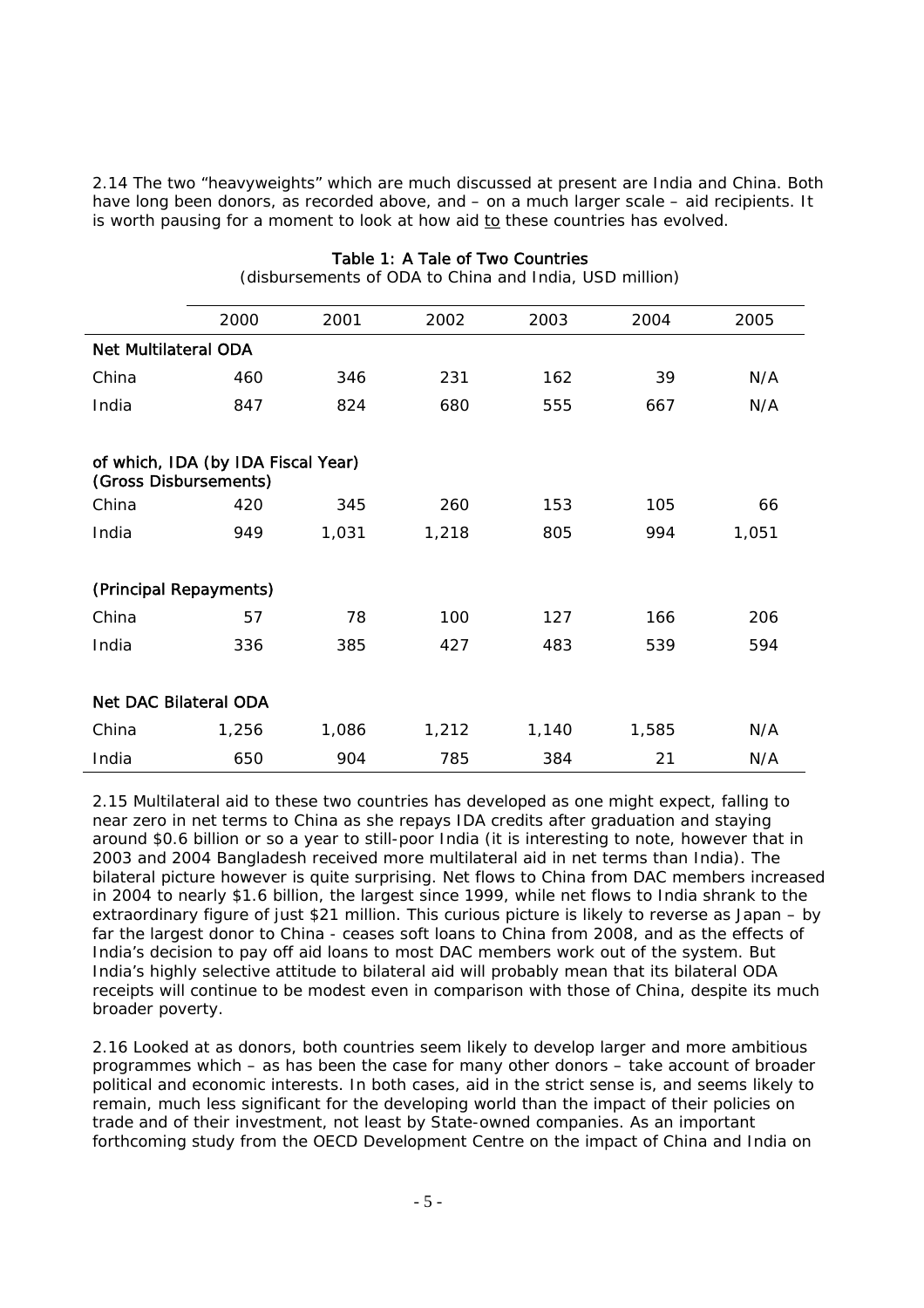2.14 The two "heavyweights" which are much discussed at present are India and China. Both have long been donors, as recorded above, and – on a much larger scale – aid recipients. It is worth pausing for a moment to look at how aid <u>to</u> these countries has evolved.

**Table 1: A Tale of Two Countries**

(disbursements of ODA to China and India, USD million)

| | 2000 | 2001 | 2002 | 2003 | 2004 | 2005 |
|---|---|---|---|---|---|---|
| **Net Multilateral ODA** | | | | | | |
| China | 460 | 346 | 231 | 162 | 39 | N/A |
| India | 847 | 824 | 680 | 555 | 667 | N/A |
| **of which, IDA (by IDA Fiscal Year) (Gross Disbursements)** | | | | | | |
| China | 420 | 345 | 260 | 153 | 105 | 66 |
| India | 949 | 1,031 | 1,218 | 805 | 994 | 1,051 |
| **(Principal Repayments)** | | | | | | |
| China | 57 | 78 | 100 | 127 | 166 | 206 |
| India | 336 | 385 | 427 | 483 | 539 | 594 |
| **Net DAC Bilateral ODA** | | | | | | |
| China | 1,256 | 1,086 | 1,212 | 1,140 | 1,585 | N/A |
| India | 650 | 904 | 785 | 384 | 21 | N/A |

2.15 Multilateral aid to these two countries has developed as one might expect, falling to near zero in net terms to China as she repays IDA credits after graduation and staying around $0.6 billion or so a year to still-poor India (it is interesting to note, however that in 2003 and 2004 Bangladesh received more multilateral aid in net terms than India). The bilateral picture however is quite surprising. Net flows to China from DAC members increased in 2004 to nearly $1.6 billion, the largest since 1999, while net flows to India shrank to the extraordinary figure of just $21 million. This curious picture is likely to reverse as Japan – by far the largest donor to China - ceases soft loans to China from 2008, and as the effects of India's decision to pay off aid loans to most DAC members work out of the system. But India's highly selective attitude to bilateral aid will probably mean that its bilateral ODA receipts will continue to be modest even in comparison with those of China, despite its much broader poverty.

2.16 Looked at as donors, both countries seem likely to develop larger and more ambitious programmes which – as has been the case for many other donors – take account of broader political and economic interests. In both cases, aid in the strict sense is, and seems likely to remain, much less significant for the developing world than the impact of their policies on trade and of their investment, not least by State-owned companies. As an important forthcoming study from the OECD Development Centre on the impact of China and India on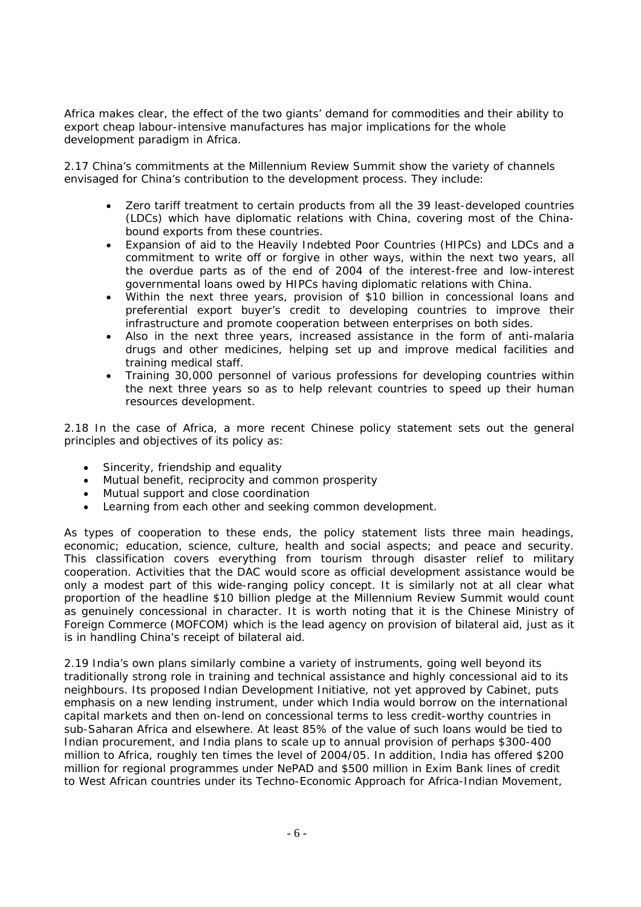Africa makes clear, the effect of the two giants' demand for commodities and their ability to export cheap labour-intensive manufactures has major implications for the whole development paradigm in Africa.

2.17 China's commitments at the Millennium Review Summit show the variety of channels envisaged for China's contribution to the development process. They include:

- Zero tariff treatment to certain products from all the 39 least-developed countries (LDCs) which have diplomatic relations with China, covering most of the China-bound exports from these countries.
- Expansion of aid to the Heavily Indebted Poor Countries (HIPCs) and LDCs and a commitment to write off or forgive in other ways, within the next two years, all the overdue parts as of the end of 2004 of the interest-free and low-interest governmental loans owed by HIPCs having diplomatic relations with China.
- Within the next three years, provision of $10 billion in concessional loans and preferential export buyer's credit to developing countries to improve their infrastructure and promote cooperation between enterprises on both sides.
- Also in the next three years, increased assistance in the form of anti-malaria drugs and other medicines, helping set up and improve medical facilities and training medical staff.
- Training 30,000 personnel of various professions for developing countries within the next three years so as to help relevant countries to speed up their human resources development.

2.18 In the case of Africa, a more recent Chinese policy statement sets out the general principles and objectives of its policy as:

- Sincerity, friendship and equality
- Mutual benefit, reciprocity and common prosperity
- Mutual support and close coordination
- Learning from each other and seeking common development.

As types of cooperation to these ends, the policy statement lists three main headings, economic; education, science, culture, health and social aspects; and peace and security. This classification covers everything from tourism through disaster relief to military cooperation. Activities that the DAC would score as official development assistance would be only a modest part of this wide-ranging policy concept. It is similarly not at all clear what proportion of the headline $10 billion pledge at the Millennium Review Summit would count as genuinely concessional in character. It is worth noting that it is the Chinese Ministry of Foreign Commerce (MOFCOM) which is the lead agency on provision of bilateral aid, just as it is in handling China's receipt of bilateral aid.

2.19 India's own plans similarly combine a variety of instruments, going well beyond its traditionally strong role in training and technical assistance and highly concessional aid to its neighbours. Its proposed Indian Development Initiative, not yet approved by Cabinet, puts emphasis on a new lending instrument, under which India would borrow on the international capital markets and then on-lend on concessional terms to less credit-worthy countries in sub-Saharan Africa and elsewhere. At least 85% of the value of such loans would be tied to Indian procurement, and India plans to scale up to annual provision of perhaps $300-400 million to Africa, roughly ten times the level of 2004/05. In addition, India has offered $200 million for regional programmes under NePAD and $500 million in Exim Bank lines of credit to West African countries under its Techno-Economic Approach for Africa-Indian Movement,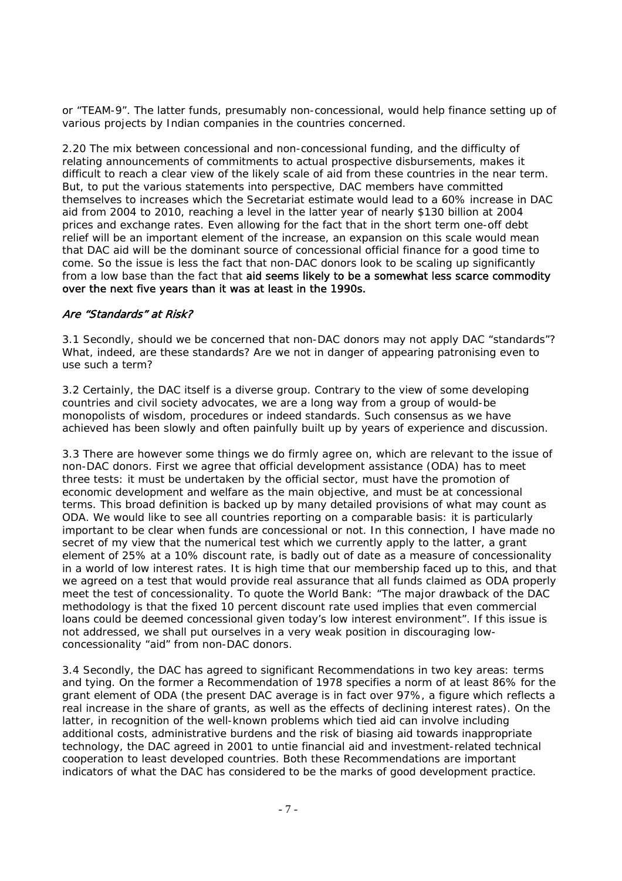or “TEAM-9”. The latter funds, presumably non-concessional, would help finance setting up of various projects by Indian companies in the countries concerned.

2.20 The mix between concessional and non-concessional funding, and the difficulty of relating announcements of commitments to actual prospective disbursements, makes it difficult to reach a clear view of the likely scale of aid from these countries in the near term. But, to put the various statements into perspective, DAC members have committed themselves to increases which the Secretariat estimate would lead to a 60% increase in DAC aid from 2004 to 2010, reaching a level in the latter year of nearly $130 billion at 2004 prices and exchange rates. Even allowing for the fact that in the short term one-off debt relief will be an important element of the increase, an expansion on this scale would mean that DAC aid will be the dominant source of concessional official finance for a good time to come. So the issue is less the fact that non-DAC donors look to be scaling up significantly from a low base than the fact that **aid seems likely to be a somewhat less scarce commodity over the next five years than it was at least in the 1990s.**

### *Are “Standards” at Risk?*

3.1 Secondly, should we be concerned that non-DAC donors may not apply DAC “standards”? What, indeed, are these standards? Are we not in danger of appearing patronising even to use such a term?

3.2 Certainly, the DAC itself is a diverse group. Contrary to the view of some developing countries and civil society advocates, we are a long way from a group of would-be monopolists of wisdom, procedures or indeed standards. Such consensus as we have achieved has been slowly and often painfully built up by years of experience and discussion.

3.3 There are however some things we do firmly agree on, which are relevant to the issue of non-DAC donors. First we agree that official development assistance (ODA) has to meet three tests: it must be undertaken by the official sector, must have the promotion of economic development and welfare as the main objective, and must be at concessional terms. This broad definition is backed up by many detailed provisions of what may count as ODA. We would like to see all countries reporting on a comparable basis: it is particularly important to be clear when funds are concessional or not. In this connection, I have made no secret of my view that the numerical test which we currently apply to the latter, a grant element of 25% at a 10% discount rate, is badly out of date as a measure of concessionality in a world of low interest rates. It is high time that our membership faced up to this, and that we agreed on a test that would provide real assurance that all funds claimed as ODA properly meet the test of concessionality. To quote the World Bank: “The major drawback of the DAC methodology is that the fixed 10 percent discount rate used implies that even commercial loans could be deemed concessional given today’s low interest environment”. If this issue is not addressed, we shall put ourselves in a very weak position in discouraging low-concessionality “aid” from non-DAC donors.

3.4 Secondly, the DAC has agreed to significant Recommendations in two key areas: terms and tying. On the former a Recommendation of 1978 specifies a norm of at least 86% for the grant element of ODA (the present DAC average is in fact over 97%, a figure which reflects a real increase in the share of grants, as well as the effects of declining interest rates). On the latter, in recognition of the well-known problems which tied aid can involve including additional costs, administrative burdens and the risk of biasing aid towards inappropriate technology, the DAC agreed in 2001 to untie financial aid and investment-related technical cooperation to least developed countries. Both these Recommendations are important indicators of what the DAC has considered to be the marks of good development practice.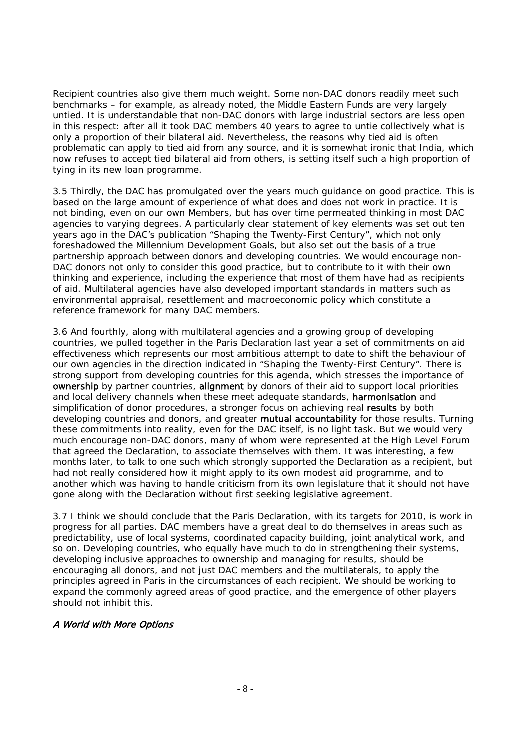Recipient countries also give them much weight. Some non-DAC donors readily meet such benchmarks – for example, as already noted, the Middle Eastern Funds are very largely untied. It is understandable that non-DAC donors with large industrial sectors are less open in this respect: after all it took DAC members 40 years to agree to untie collectively what is only a proportion of their bilateral aid. Nevertheless, the reasons why tied aid is often problematic can apply to tied aid from any source, and it is somewhat ironic that India, which now refuses to accept tied bilateral aid from others, is setting itself such a high proportion of tying in its new loan programme.

3.5 Thirdly, the DAC has promulgated over the years much guidance on good practice. This is based on the large amount of experience of what does and does not work in practice. It is not binding, even on our own Members, but has over time permeated thinking in most DAC agencies to varying degrees. A particularly clear statement of key elements was set out ten years ago in the DAC's publication "Shaping the Twenty-First Century", which not only foreshadowed the Millennium Development Goals, but also set out the basis of a true partnership approach between donors and developing countries. We would encourage non-DAC donors not only to consider this good practice, but to contribute to it with their own thinking and experience, including the experience that most of them have had as recipients of aid. Multilateral agencies have also developed important standards in matters such as environmental appraisal, resettlement and macroeconomic policy which constitute a reference framework for many DAC members.

3.6 And fourthly, along with multilateral agencies and a growing group of developing countries, we pulled together in the Paris Declaration last year a set of commitments on aid effectiveness which represents our most ambitious attempt to date to shift the behaviour of our own agencies in the direction indicated in "Shaping the Twenty-First Century". There is strong support from developing countries for this agenda, which stresses the importance of ownership by partner countries, alignment by donors of their aid to support local priorities and local delivery channels when these meet adequate standards, harmonisation and simplification of donor procedures, a stronger focus on achieving real results by both developing countries and donors, and greater mutual accountability for those results. Turning these commitments into reality, even for the DAC itself, is no light task. But we would very much encourage non-DAC donors, many of whom were represented at the High Level Forum that agreed the Declaration, to associate themselves with them. It was interesting, a few months later, to talk to one such which strongly supported the Declaration as a recipient, but had not really considered how it might apply to its own modest aid programme, and to another which was having to handle criticism from its own legislature that it should not have gone along with the Declaration without first seeking legislative agreement.

3.7 I think we should conclude that the Paris Declaration, with its targets for 2010, is work in progress for all parties. DAC members have a great deal to do themselves in areas such as predictability, use of local systems, coordinated capacity building, joint analytical work, and so on. Developing countries, who equally have much to do in strengthening their systems, developing inclusive approaches to ownership and managing for results, should be encouraging all donors, and not just DAC members and the multilaterals, to apply the principles agreed in Paris in the circumstances of each recipient. We should be working to expand the commonly agreed areas of good practice, and the emergence of other players should not inhibit this.

### *A World with More Options*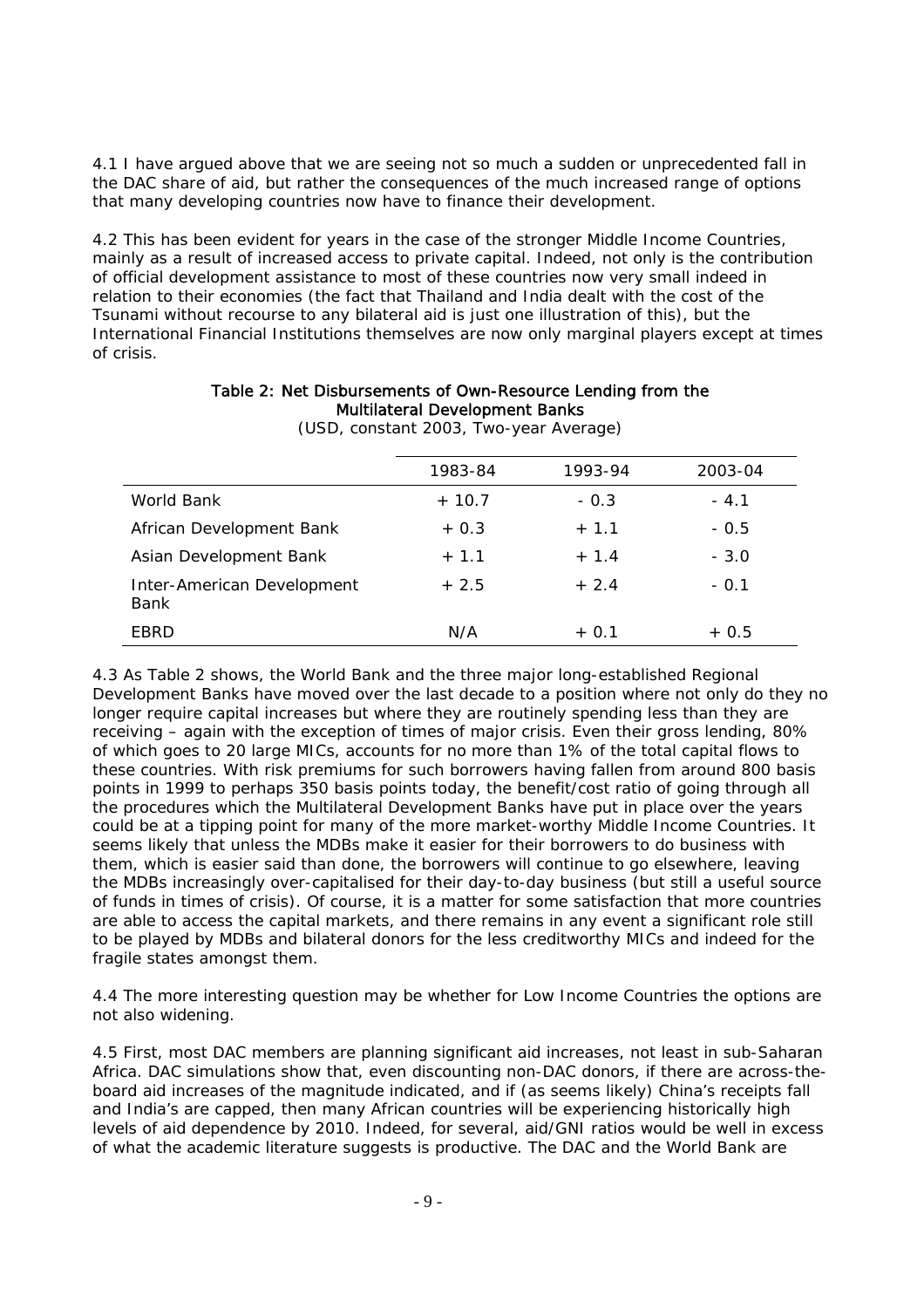4.1 I have argued above that we are seeing not so much a sudden or unprecedented fall in the DAC share of aid, but rather the consequences of the much increased range of options that many developing countries now have to finance their development.

4.2 This has been evident for years in the case of the stronger Middle Income Countries, mainly as a result of increased access to private capital. Indeed, not only is the contribution of official development assistance to most of these countries now very small indeed in relation to their economies (the fact that Thailand and India dealt with the cost of the Tsunami without recourse to any bilateral aid is just one illustration of this), but the International Financial Institutions themselves are now only marginal players except at times of crisis.

**Table 2: Net Disbursements of Own-Resource Lending from the Multilateral Development Banks**

(USD, constant 2003, Two-year Average)

| | 1983-84 | 1993-94 | 2003-04 |
|---|---|---|---|
| World Bank | + 10.7 | - 0.3 | - 4.1 |
| African Development Bank | + 0.3 | + 1.1 | - 0.5 |
| Asian Development Bank | + 1.1 | + 1.4 | - 3.0 |
| Inter-American Development Bank | + 2.5 | + 2.4 | - 0.1 |
| EBRD | N/A | + 0.1 | + 0.5 |

4.3 As Table 2 shows, the World Bank and the three major long-established Regional Development Banks have moved over the last decade to a position where not only do they no longer require capital increases but where they are routinely spending less than they are receiving – again with the exception of times of major crisis. Even their gross lending, 80% of which goes to 20 large MICs, accounts for no more than 1% of the total capital flows to these countries. With risk premiums for such borrowers having fallen from around 800 basis points in 1999 to perhaps 350 basis points today, the benefit/cost ratio of going through all the procedures which the Multilateral Development Banks have put in place over the years could be at a tipping point for many of the more market-worthy Middle Income Countries. It seems likely that unless the MDBs make it easier for their borrowers to do business with them, which is easier said than done, the borrowers will continue to go elsewhere, leaving the MDBs increasingly over-capitalised for their day-to-day business (but still a useful source of funds in times of crisis). Of course, it is a matter for some satisfaction that more countries are able to access the capital markets, and there remains in any event a significant role still to be played by MDBs and bilateral donors for the less creditworthy MICs and indeed for the fragile states amongst them.

4.4 The more interesting question may be whether for Low Income Countries the options are not also widening.

4.5 First, most DAC members are planning significant aid increases, not least in sub-Saharan Africa. DAC simulations show that, even discounting non-DAC donors, if there are across-the-board aid increases of the magnitude indicated, and if (as seems likely) China's receipts fall and India's are capped, then many African countries will be experiencing historically high levels of aid dependence by 2010. Indeed, for several, aid/GNI ratios would be well in excess of what the academic literature suggests is productive. The DAC and the World Bank are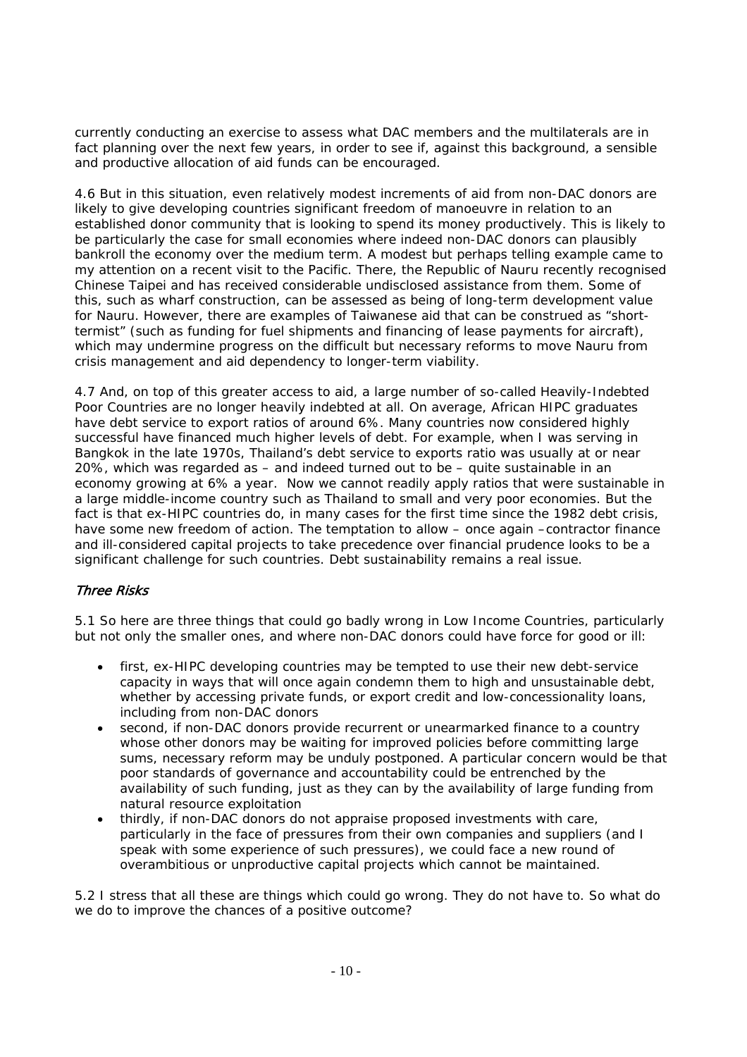currently conducting an exercise to assess what DAC members and the multilaterals are in fact planning over the next few years, in order to see if, against this background, a sensible and productive allocation of aid funds can be encouraged.

4.6 But in this situation, even relatively modest increments of aid from non-DAC donors are likely to give developing countries significant freedom of manoeuvre in relation to an established donor community that is looking to spend its money productively. This is likely to be particularly the case for small economies where indeed non-DAC donors can plausibly bankroll the economy over the medium term. A modest but perhaps telling example came to my attention on a recent visit to the Pacific. There, the Republic of Nauru recently recognised Chinese Taipei and has received considerable undisclosed assistance from them. Some of this, such as wharf construction, can be assessed as being of long-term development value for Nauru. However, there are examples of Taiwanese aid that can be construed as "short-termist" (such as funding for fuel shipments and financing of lease payments for aircraft), which may undermine progress on the difficult but necessary reforms to move Nauru from crisis management and aid dependency to longer-term viability.

4.7 And, on top of this greater access to aid, a large number of so-called Heavily-Indebted Poor Countries are no longer heavily indebted at all. On average, African HIPC graduates have debt service to export ratios of around 6%. Many countries now considered highly successful have financed much higher levels of debt. For example, when I was serving in Bangkok in the late 1970s, Thailand's debt service to exports ratio was usually at or near 20%, which was regarded as – and indeed turned out to be – quite sustainable in an economy growing at 6% a year. Now we cannot readily apply ratios that were sustainable in a large middle-income country such as Thailand to small and very poor economies. But the fact is that ex-HIPC countries do, in many cases for the first time since the 1982 debt crisis, have some new freedom of action. The temptation to allow – once again –contractor finance and ill-considered capital projects to take precedence over financial prudence looks to be a significant challenge for such countries. Debt sustainability remains a real issue.

### *Three Risks*

5.1 So here are three things that could go badly wrong in Low Income Countries, particularly but not only the smaller ones, and where non-DAC donors could have force for good or ill:

- first, ex-HIPC developing countries may be tempted to use their new debt-service capacity in ways that will once again condemn them to high and unsustainable debt, whether by accessing private funds, or export credit and low-concessionality loans, including from non-DAC donors
- second, if non-DAC donors provide recurrent or unearmarked finance to a country whose other donors may be waiting for improved policies before committing large sums, necessary reform may be unduly postponed. A particular concern would be that poor standards of governance and accountability could be entrenched by the availability of such funding, just as they can by the availability of large funding from natural resource exploitation
- thirdly, if non-DAC donors do not appraise proposed investments with care, particularly in the face of pressures from their own companies and suppliers (and I speak with some experience of such pressures), we could face a new round of overambitious or unproductive capital projects which cannot be maintained.

5.2 I stress that all these are things which could go wrong. They do not have to. So what do we do to improve the chances of a positive outcome?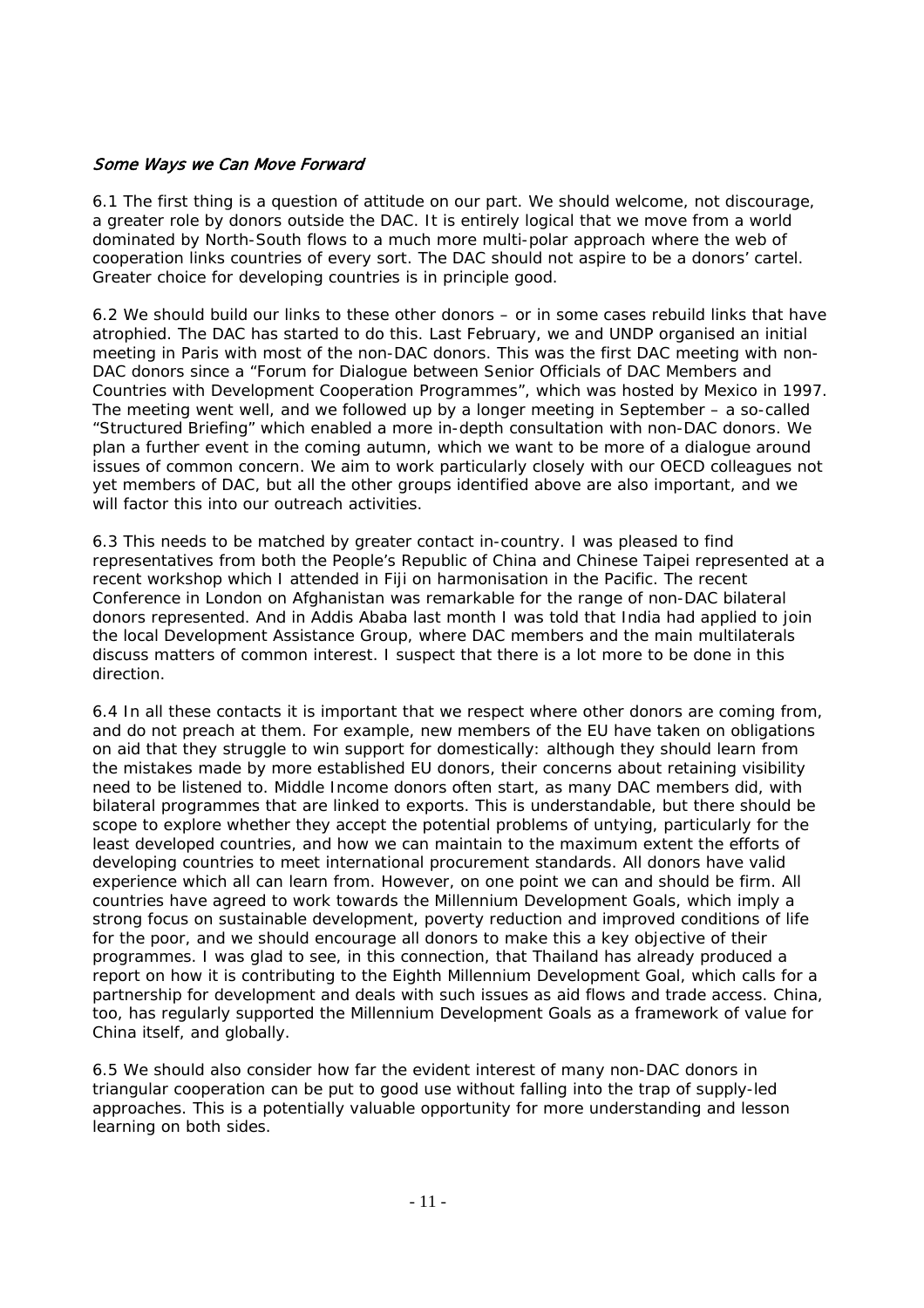### *Some Ways we Can Move Forward*

6.1 The first thing is a question of attitude on our part. We should welcome, not discourage, a greater role by donors outside the DAC. It is entirely logical that we move from a world dominated by North-South flows to a much more multi-polar approach where the web of cooperation links countries of every sort. The DAC should not aspire to be a donors' cartel. Greater choice for developing countries is in principle good.

6.2 We should build our links to these other donors – or in some cases rebuild links that have atrophied. The DAC has started to do this. Last February, we and UNDP organised an initial meeting in Paris with most of the non-DAC donors. This was the first DAC meeting with non-DAC donors since a "Forum for Dialogue between Senior Officials of DAC Members and Countries with Development Cooperation Programmes", which was hosted by Mexico in 1997. The meeting went well, and we followed up by a longer meeting in September – a so-called "Structured Briefing" which enabled a more in-depth consultation with non-DAC donors. We plan a further event in the coming autumn, which we want to be more of a dialogue around issues of common concern. We aim to work particularly closely with our OECD colleagues not yet members of DAC, but all the other groups identified above are also important, and we will factor this into our outreach activities.

6.3 This needs to be matched by greater contact in-country. I was pleased to find representatives from both the People's Republic of China and Chinese Taipei represented at a recent workshop which I attended in Fiji on harmonisation in the Pacific. The recent Conference in London on Afghanistan was remarkable for the range of non-DAC bilateral donors represented. And in Addis Ababa last month I was told that India had applied to join the local Development Assistance Group, where DAC members and the main multilaterals discuss matters of common interest. I suspect that there is a lot more to be done in this direction.

6.4 In all these contacts it is important that we respect where other donors are coming from, and do not preach at them. For example, new members of the EU have taken on obligations on aid that they struggle to win support for domestically: although they should learn from the mistakes made by more established EU donors, their concerns about retaining visibility need to be listened to. Middle Income donors often start, as many DAC members did, with bilateral programmes that are linked to exports. This is understandable, but there should be scope to explore whether they accept the potential problems of untying, particularly for the least developed countries, and how we can maintain to the maximum extent the efforts of developing countries to meet international procurement standards. All donors have valid experience which all can learn from. However, on one point we can and should be firm. All countries have agreed to work towards the Millennium Development Goals, which imply a strong focus on sustainable development, poverty reduction and improved conditions of life for the poor, and we should encourage all donors to make this a key objective of their programmes. I was glad to see, in this connection, that Thailand has already produced a report on how it is contributing to the Eighth Millennium Development Goal, which calls for a partnership for development and deals with such issues as aid flows and trade access. China, too, has regularly supported the Millennium Development Goals as a framework of value for China itself, and globally.

6.5 We should also consider how far the evident interest of many non-DAC donors in triangular cooperation can be put to good use without falling into the trap of supply-led approaches. This is a potentially valuable opportunity for more understanding and lesson learning on both sides.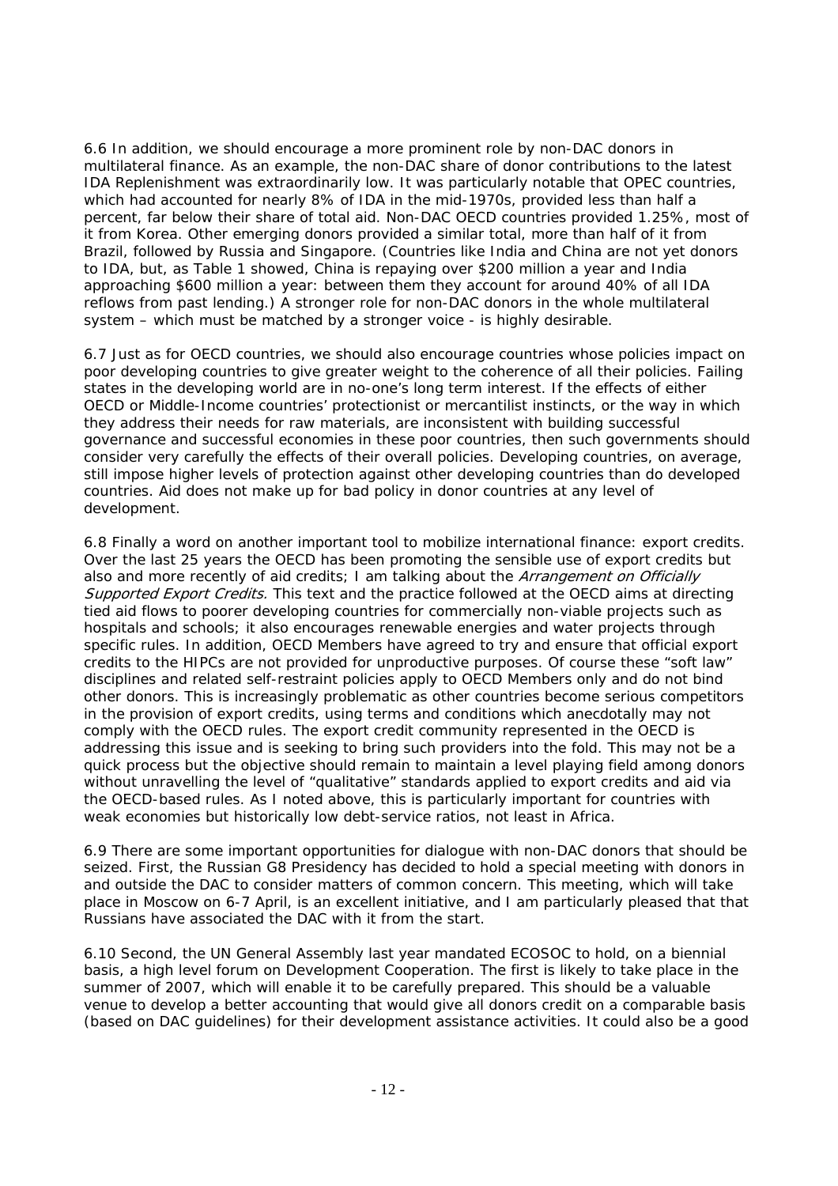6.6 In addition, we should encourage a more prominent role by non-DAC donors in multilateral finance. As an example, the non-DAC share of donor contributions to the latest IDA Replenishment was extraordinarily low. It was particularly notable that OPEC countries, which had accounted for nearly 8% of IDA in the mid-1970s, provided less than half a percent, far below their share of total aid. Non-DAC OECD countries provided 1.25%, most of it from Korea. Other emerging donors provided a similar total, more than half of it from Brazil, followed by Russia and Singapore. (Countries like India and China are not yet donors to IDA, but, as Table 1 showed, China is repaying over $200 million a year and India approaching $600 million a year: between them they account for around 40% of all IDA reflows from past lending.) A stronger role for non-DAC donors in the whole multilateral system – which must be matched by a stronger voice - is highly desirable.

6.7 Just as for OECD countries, we should also encourage countries whose policies impact on poor developing countries to give greater weight to the coherence of all their policies. Failing states in the developing world are in no-one's long term interest. If the effects of either OECD or Middle-Income countries' protectionist or mercantilist instincts, or the way in which they address their needs for raw materials, are inconsistent with building successful governance and successful economies in these poor countries, then such governments should consider very carefully the effects of their overall policies. Developing countries, on average, still impose higher levels of protection against other developing countries than do developed countries. Aid does not make up for bad policy in donor countries at any level of development.

6.8 Finally a word on another important tool to mobilize international finance: export credits. Over the last 25 years the OECD has been promoting the sensible use of export credits but also and more recently of aid credits; I am talking about the *Arrangement on Officially Supported Export Credits*. This text and the practice followed at the OECD aims at directing tied aid flows to poorer developing countries for commercially non-viable projects such as hospitals and schools; it also encourages renewable energies and water projects through specific rules. In addition, OECD Members have agreed to try and ensure that official export credits to the HIPCs are not provided for unproductive purposes. Of course these "soft law" disciplines and related self-restraint policies apply to OECD Members only and do not bind other donors. This is increasingly problematic as other countries become serious competitors in the provision of export credits, using terms and conditions which anecdotally may not comply with the OECD rules. The export credit community represented in the OECD is addressing this issue and is seeking to bring such providers into the fold. This may not be a quick process but the objective should remain to maintain a level playing field among donors without unravelling the level of "qualitative" standards applied to export credits and aid via the OECD-based rules. As I noted above, this is particularly important for countries with weak economies but historically low debt-service ratios, not least in Africa.

6.9 There are some important opportunities for dialogue with non-DAC donors that should be seized. First, the Russian G8 Presidency has decided to hold a special meeting with donors in and outside the DAC to consider matters of common concern. This meeting, which will take place in Moscow on 6-7 April, is an excellent initiative, and I am particularly pleased that that Russians have associated the DAC with it from the start.

6.10 Second, the UN General Assembly last year mandated ECOSOC to hold, on a biennial basis, a high level forum on Development Cooperation. The first is likely to take place in the summer of 2007, which will enable it to be carefully prepared. This should be a valuable venue to develop a better accounting that would give all donors credit on a comparable basis (based on DAC guidelines) for their development assistance activities. It could also be a good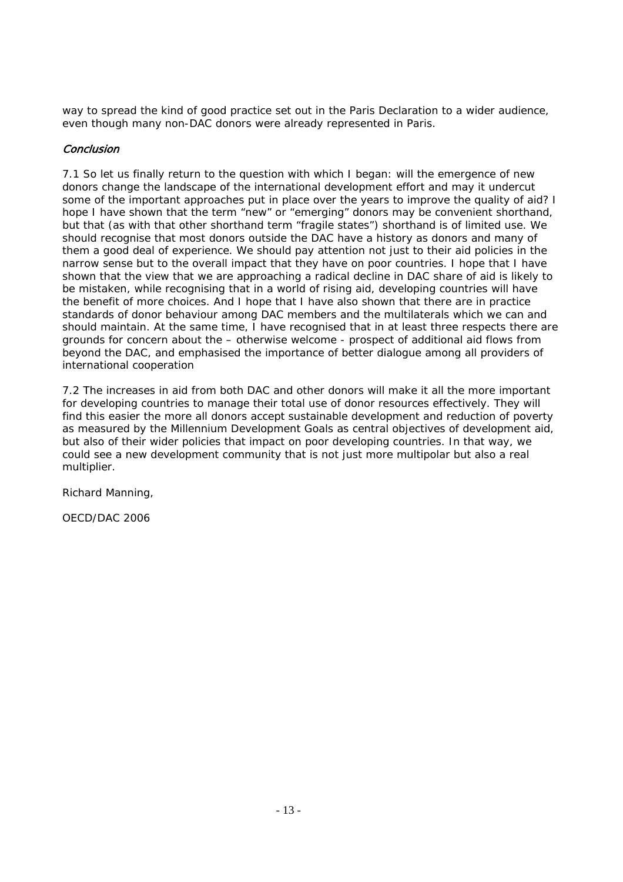way to spread the kind of good practice set out in the Paris Declaration to a wider audience, even though many non-DAC donors were already represented in Paris.

*Conclusion*

7.1 So let us finally return to the question with which I began: will the emergence of new donors change the landscape of the international development effort and may it undercut some of the important approaches put in place over the years to improve the quality of aid? I hope I have shown that the term "new" or "emerging" donors may be convenient shorthand, but that (as with that other shorthand term "fragile states") shorthand is of limited use. We should recognise that most donors outside the DAC have a history as donors and many of them a good deal of experience. We should pay attention not just to their aid policies in the narrow sense but to the overall impact that they have on poor countries. I hope that I have shown that the view that we are approaching a radical decline in DAC share of aid is likely to be mistaken, while recognising that in a world of rising aid, developing countries will have the benefit of more choices. And I hope that I have also shown that there are in practice standards of donor behaviour among DAC members and the multilaterals which we can and should maintain. At the same time, I have recognised that in at least three respects there are grounds for concern about the – otherwise welcome - prospect of additional aid flows from beyond the DAC, and emphasised the importance of better dialogue among all providers of international cooperation

7.2 The increases in aid from both DAC and other donors will make it all the more important for developing countries to manage their total use of donor resources effectively. They will find this easier the more all donors accept sustainable development and reduction of poverty as measured by the Millennium Development Goals as central objectives of development aid, but also of their wider policies that impact on poor developing countries. In that way, we could see a new development community that is not just more multipolar but also a real multiplier.

Richard Manning,

OECD/DAC 2006